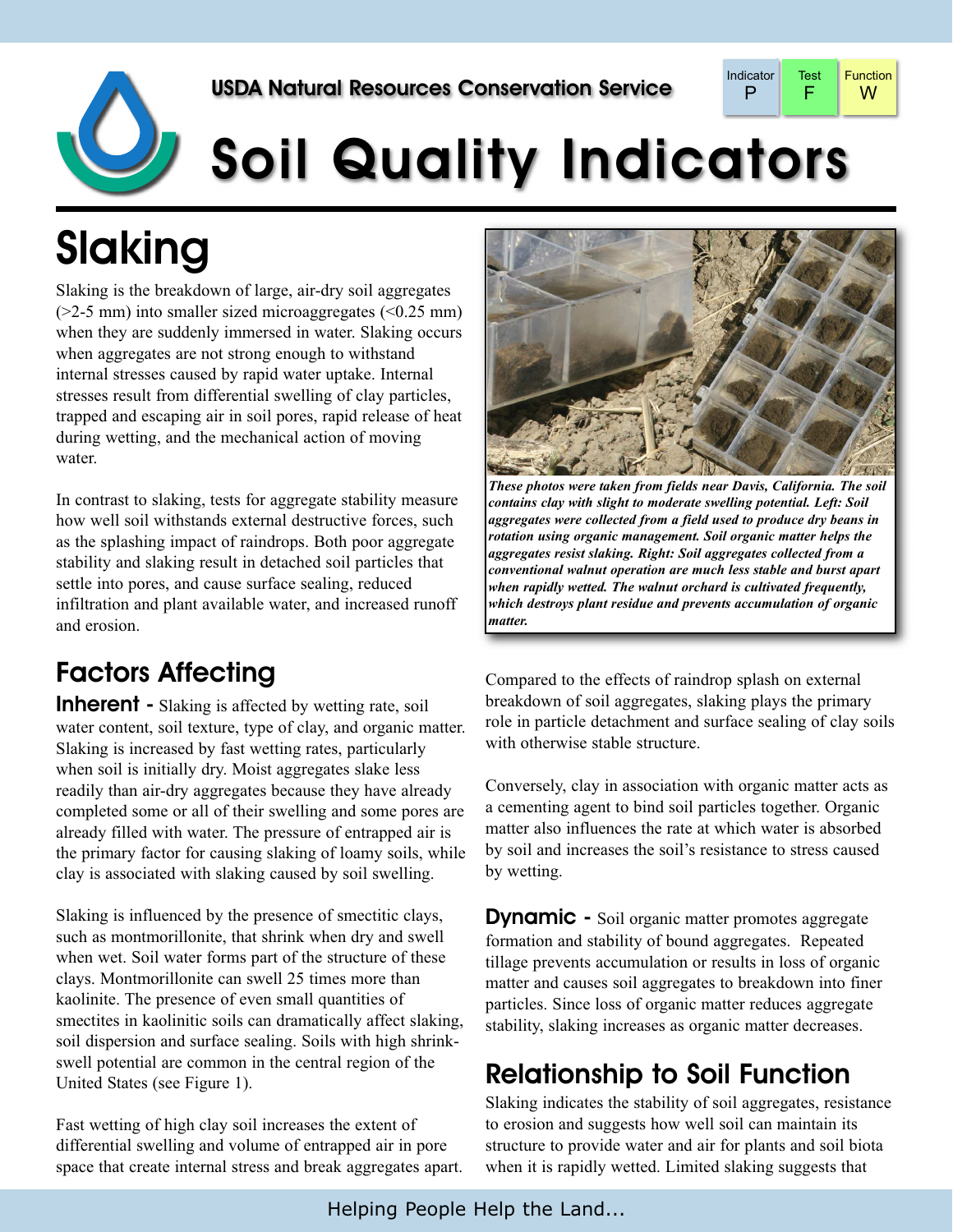USDA Natural Resources Conservation Service

| Indicator | Test | Function |
| --- | --- | --- |
| P | F | W |

# Soil Quality Indicators

## Slaking

Slaking is the breakdown of large, air-dry soil aggregates (>2-5 mm) into smaller sized microaggregates (<0.25 mm) when they are suddenly immersed in water. Slaking occurs when aggregates are not strong enough to withstand internal stresses caused by rapid water uptake. Internal stresses result from differential swelling of clay particles, trapped and escaping air in soil pores, rapid release of heat during wetting, and the mechanical action of moving water.

In contrast to slaking, tests for aggregate stability measure how well soil withstands external destructive forces, such as the splashing impact of raindrops. Both poor aggregate stability and slaking result in detached soil particles that settle into pores, and cause surface sealing, reduced infiltration and plant available water, and increased runoff and erosion.

***These photos were taken from fields near Davis, California. The soil contains clay with slight to moderate swelling potential. Left: Soil aggregates were collected from a field used to produce dry beans in rotation using organic management. Soil organic matter helps the aggregates resist slaking. Right: Soil aggregates collected from a conventional walnut operation are much less stable and burst apart when rapidly wetted. The walnut orchard is cultivated frequently, which destroys plant residue and prevents accumulation of organic matter.***

### Factors Affecting

**Inherent -** Slaking is affected by wetting rate, soil water content, soil texture, type of clay, and organic matter. Slaking is increased by fast wetting rates, particularly when soil is initially dry. Moist aggregates slake less readily than air-dry aggregates because they have already completed some or all of their swelling and some pores are already filled with water. The pressure of entrapped air is the primary factor for causing slaking of loamy soils, while clay is associated with slaking caused by soil swelling.

Slaking is influenced by the presence of smectitic clays, such as montmorillonite, that shrink when dry and swell when wet. Soil water forms part of the structure of these clays. Montmorillonite can swell 25 times more than kaolinite. The presence of even small quantities of smectites in kaolinitic soils can dramatically affect slaking, soil dispersion and surface sealing. Soils with high shrink-swell potential are common in the central region of the United States (see Figure 1).

Fast wetting of high clay soil increases the extent of differential swelling and volume of entrapped air in pore space that create internal stress and break aggregates apart.

Compared to the effects of raindrop splash on external breakdown of soil aggregates, slaking plays the primary role in particle detachment and surface sealing of clay soils with otherwise stable structure.

Conversely, clay in association with organic matter acts as a cementing agent to bind soil particles together. Organic matter also influences the rate at which water is absorbed by soil and increases the soil's resistance to stress caused by wetting.

**Dynamic -** Soil organic matter promotes aggregate formation and stability of bound aggregates. Repeated tillage prevents accumulation or results in loss of organic matter and causes soil aggregates to breakdown into finer particles. Since loss of organic matter reduces aggregate stability, slaking increases as organic matter decreases.

### Relationship to Soil Function

Slaking indicates the stability of soil aggregates, resistance to erosion and suggests how well soil can maintain its structure to provide water and air for plants and soil biota when it is rapidly wetted. Limited slaking suggests that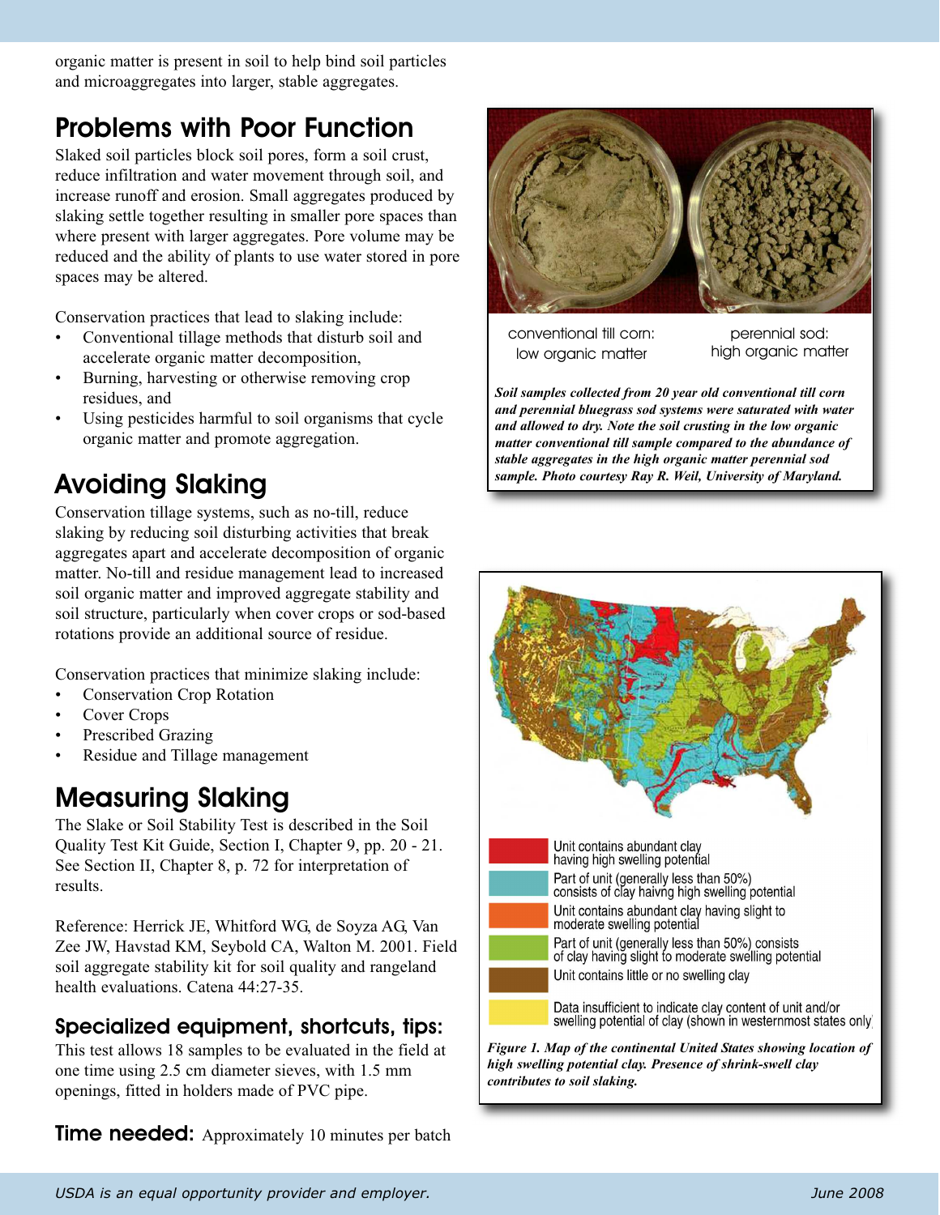organic matter is present in soil to help bind soil particles and microaggregates into larger, stable aggregates.

## Problems with Poor Function

Slaked soil particles block soil pores, form a soil crust, reduce infiltration and water movement through soil, and increase runoff and erosion. Small aggregates produced by slaking settle together resulting in smaller pore spaces than where present with larger aggregates. Pore volume may be reduced and the ability of plants to use water stored in pore spaces may be altered.

Conservation practices that lead to slaking include:

- Conventional tillage methods that disturb soil and accelerate organic matter decomposition,
- Burning, harvesting or otherwise removing crop residues, and
- Using pesticides harmful to soil organisms that cycle organic matter and promote aggregation.

## Avoiding Slaking

Conservation tillage systems, such as no-till, reduce slaking by reducing soil disturbing activities that break aggregates apart and accelerate decomposition of organic matter. No-till and residue management lead to increased soil organic matter and improved aggregate stability and soil structure, particularly when cover crops or sod-based rotations provide an additional source of residue.

Conservation practices that minimize slaking include:

- Conservation Crop Rotation
- Cover Crops
- Prescribed Grazing
- Residue and Tillage management

## Measuring Slaking

The Slake or Soil Stability Test is described in the Soil Quality Test Kit Guide, Section I, Chapter 9, pp. 20 - 21. See Section II, Chapter 8, p. 72 for interpretation of results.

Reference: Herrick JE, Whitford WG, de Soyza AG, Van Zee JW, Havstad KM, Seybold CA, Walton M. 2001. Field soil aggregate stability kit for soil quality and rangeland health evaluations. Catena 44:27-35.

### Specialized equipment, shortcuts, tips:

This test allows 18 samples to be evaluated in the field at one time using 2.5 cm diameter sieves, with 1.5 mm openings, fitted in holders made of PVC pipe.

**Time needed:** Approximately 10 minutes per batch

conventional till corn: low organic matter

perennial sod: high organic matter

***Soil samples collected from 20 year old conventional till corn and perennial bluegrass sod systems were saturated with water and allowed to dry. Note the soil crusting in the low organic matter conventional till sample compared to the abundance of stable aggregates in the high organic matter perennial sod sample. Photo courtesy Ray R. Weil, University of Maryland.***

Unit contains abundant clay having high swelling potential

Part of unit (generally less than 50%) consists of clay haivng high swelling potential

Unit contains abundant clay having slight to moderate swelling potential

Part of unit (generally less than 50%) consists of clay having slight to moderate swelling potential

Unit contains little or no swelling clay

Data insufficient to indicate clay content of unit and/or swelling potential of clay (shown in westernmost states only)

***Figure 1. Map of the continental United States showing location of high swelling potential clay. Presence of shrink-swell clay contributes to soil slaking.***

*USDA is an equal opportunity provider and employer.*

*June 2008*